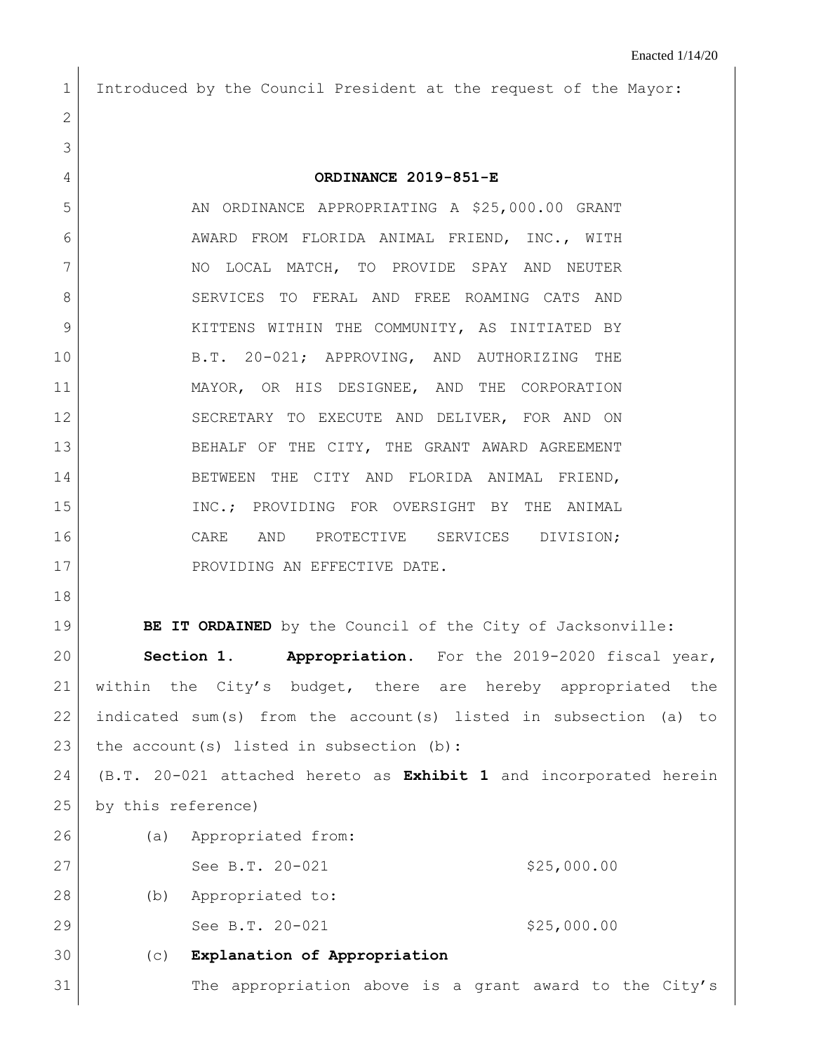Enacted 1/14/20

Introduced by the Council President at the request of the Mayor:

**ORDINANCE 2019-851-E**

AN ORDINANCE APPROPRIATING A $25,000.00 GRANT AWARD FROM FLORIDA ANIMAL FRIEND, INC., WITH NO LOCAL MATCH, TO PROVIDE SPAY AND NEUTER SERVICES TO FERAL AND FREE ROAMING CATS AND KITTENS WITHIN THE COMMUNITY, AS INITIATED BY B.T. 20-021; APPROVING, AND AUTHORIZING THE MAYOR, OR HIS DESIGNEE, AND THE CORPORATION SECRETARY TO EXECUTE AND DELIVER, FOR AND ON BEHALF OF THE CITY, THE GRANT AWARD AGREEMENT BETWEEN THE CITY AND FLORIDA ANIMAL FRIEND, INC.; PROVIDING FOR OVERSIGHT BY THE ANIMAL CARE AND PROTECTIVE SERVICES DIVISION; PROVIDING AN EFFECTIVE DATE.

**BE IT ORDAINED** by the Council of the City of Jacksonville:

**Section 1. Appropriation.** For the 2019-2020 fiscal year, within the City's budget, there are hereby appropriated the indicated sum(s) from the account(s) listed in subsection (a) to the account(s) listed in subsection (b):

(B.T. 20-021 attached hereto as **Exhibit 1** and incorporated herein by this reference)

(a) Appropriated from:

See B.T. 20-021 $25,000.00

(b) Appropriated to:

See B.T. 20-021 $25,000.00

(c) **Explanation of Appropriation**

The appropriation above is a grant award to the City's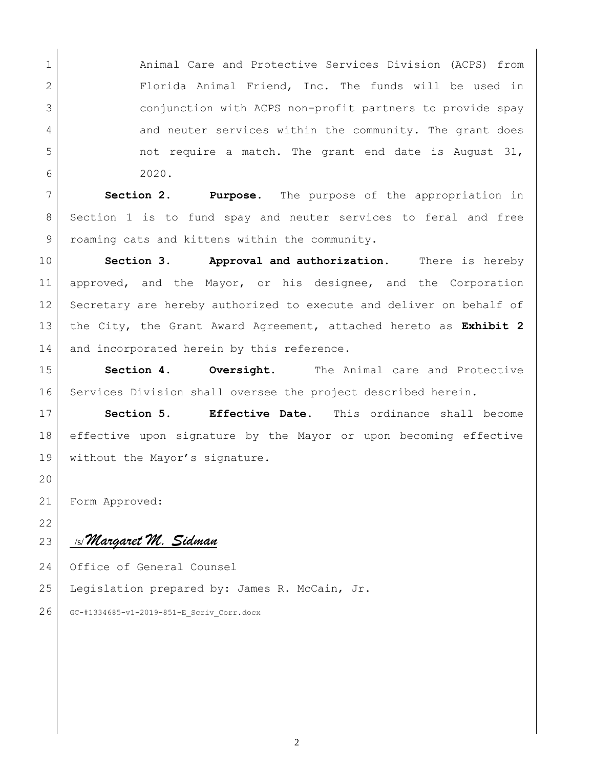Animal Care and Protective Services Division (ACPS) from Florida Animal Friend, Inc. The funds will be used in conjunction with ACPS non-profit partners to provide spay and neuter services within the community. The grant does not require a match. The grant end date is August 31, 2020.

**Section 2. Purpose.** The purpose of the appropriation in Section 1 is to fund spay and neuter services to feral and free roaming cats and kittens within the community.

**Section 3. Approval and authorization.** There is hereby approved, and the Mayor, or his designee, and the Corporation Secretary are hereby authorized to execute and deliver on behalf of the City, the Grant Award Agreement, attached hereto as **Exhibit 2** and incorporated herein by this reference.

**Section 4. Oversight.** The Animal care and Protective Services Division shall oversee the project described herein.

**Section 5. Effective Date.** This ordinance shall become effective upon signature by the Mayor or upon becoming effective without the Mayor's signature.

Form Approved:

/s/ *Margaret M. Sidman*

Office of General Counsel

Legislation prepared by: James R. McCain, Jr.

GC-#1334685-v1-2019-851-E_Scriv_Corr.docx